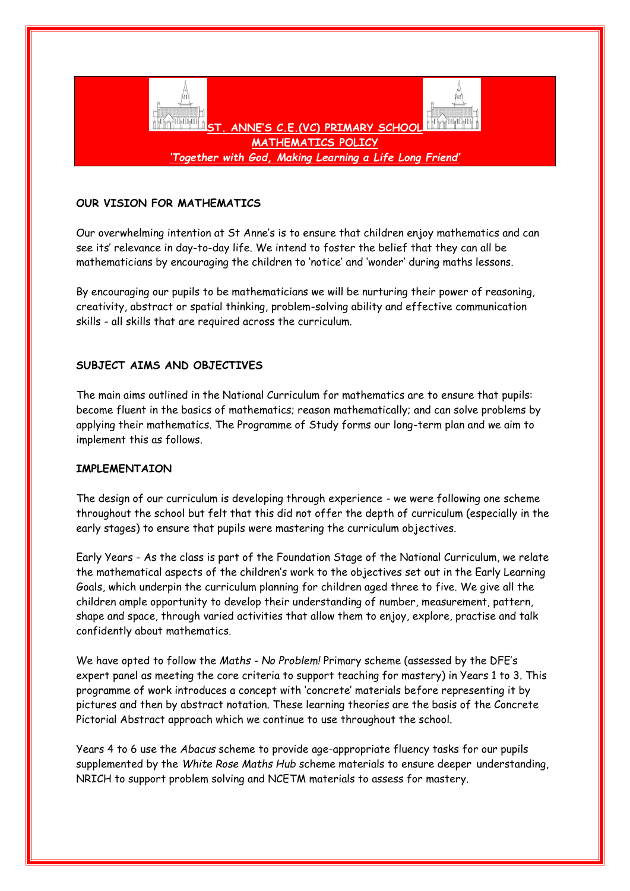# ST. ANNE'S C.E.(VC) PRIMARY SCHOOL

## MATHEMATICS POLICY

*'Together with God, Making Learning a Life Long Friend'*

**OUR VISION FOR MATHEMATICS**

Our overwhelming intention at St Anne's is to ensure that children enjoy mathematics and can see its' relevance in day-to-day life. We intend to foster the belief that they can all be mathematicians by encouraging the children to 'notice' and 'wonder' during maths lessons.

By encouraging our pupils to be mathematicians we will be nurturing their power of reasoning, creativity, abstract or spatial thinking, problem-solving ability and effective communication skills - all skills that are required across the curriculum.

**SUBJECT AIMS AND OBJECTIVES**

The main aims outlined in the National Curriculum for mathematics are to ensure that pupils: become fluent in the basics of mathematics; reason mathematically; and can solve problems by applying their mathematics. The Programme of Study forms our long-term plan and we aim to implement this as follows.

**IMPLEMENTAION**

The design of our curriculum is developing through experience - we were following one scheme throughout the school but felt that this did not offer the depth of curriculum (especially in the early stages) to ensure that pupils were mastering the curriculum objectives.

Early Years - As the class is part of the Foundation Stage of the National Curriculum, we relate the mathematical aspects of the children's work to the objectives set out in the Early Learning Goals, which underpin the curriculum planning for children aged three to five. We give all the children ample opportunity to develop their understanding of number, measurement, pattern, shape and space, through varied activities that allow them to enjoy, explore, practise and talk confidently about mathematics.

We have opted to follow the *Maths - No Problem!* Primary scheme (assessed by the DFE's expert panel as meeting the core criteria to support teaching for mastery) in Years 1 to 3. This programme of work introduces a concept with 'concrete' materials before representing it by pictures and then by abstract notation. These learning theories are the basis of the Concrete Pictorial Abstract approach which we continue to use throughout the school.

Years 4 to 6 use the *Abacus* scheme to provide age-appropriate fluency tasks for our pupils supplemented by the *White Rose Maths Hub* scheme materials to ensure deeper understanding, NRICH to support problem solving and NCETM materials to assess for mastery.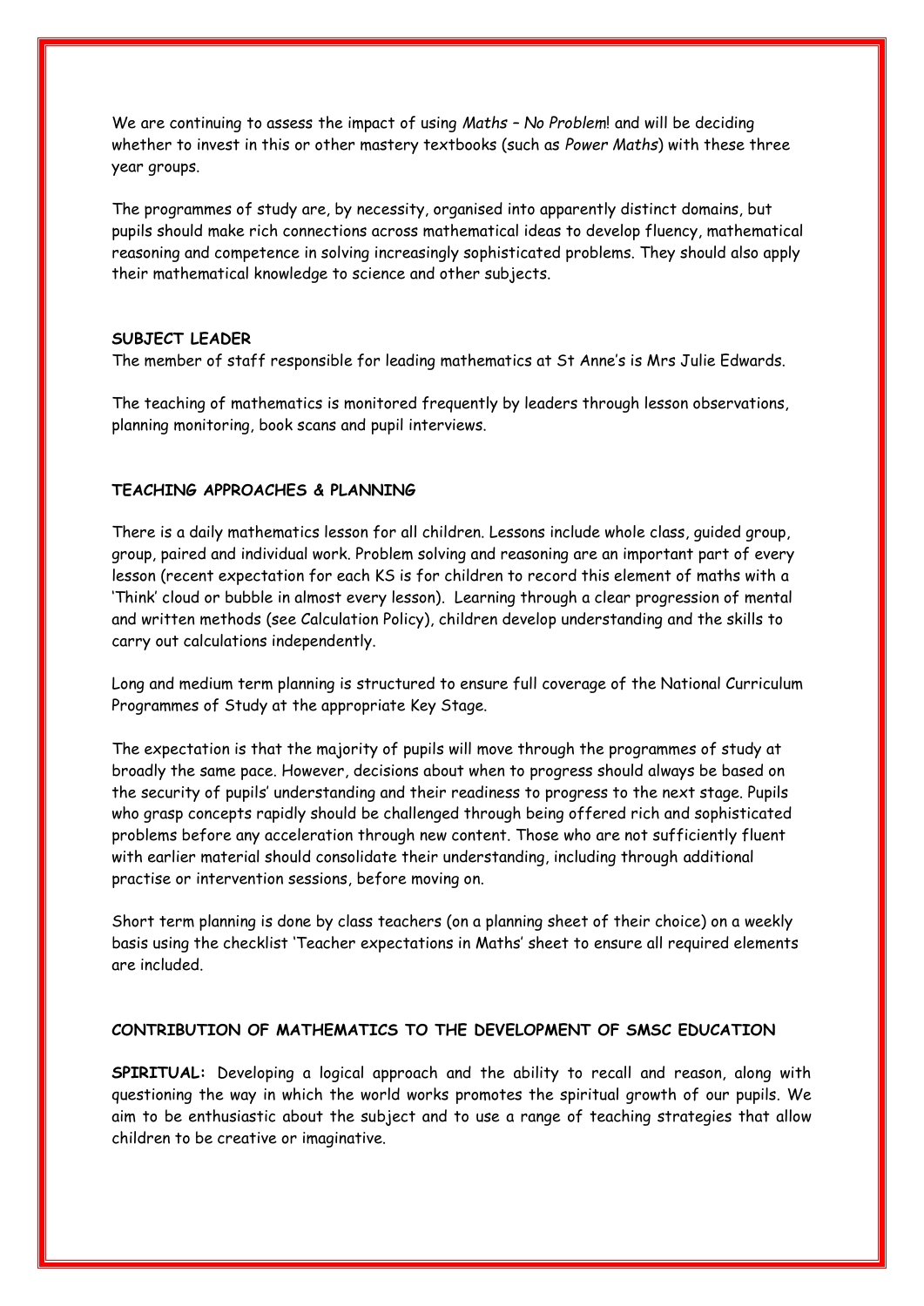We are continuing to assess the impact of using *Maths – No Problem*! and will be deciding whether to invest in this or other mastery textbooks (such as *Power Maths*) with these three year groups.

The programmes of study are, by necessity, organised into apparently distinct domains, but pupils should make rich connections across mathematical ideas to develop fluency, mathematical reasoning and competence in solving increasingly sophisticated problems. They should also apply their mathematical knowledge to science and other subjects.

**SUBJECT LEADER**

The member of staff responsible for leading mathematics at St Anne's is Mrs Julie Edwards.

The teaching of mathematics is monitored frequently by leaders through lesson observations, planning monitoring, book scans and pupil interviews.

**TEACHING APPROACHES & PLANNING**

There is a daily mathematics lesson for all children. Lessons include whole class, guided group, group, paired and individual work. Problem solving and reasoning are an important part of every lesson (recent expectation for each KS is for children to record this element of maths with a 'Think' cloud or bubble in almost every lesson). Learning through a clear progression of mental and written methods (see Calculation Policy), children develop understanding and the skills to carry out calculations independently.

Long and medium term planning is structured to ensure full coverage of the National Curriculum Programmes of Study at the appropriate Key Stage.

The expectation is that the majority of pupils will move through the programmes of study at broadly the same pace. However, decisions about when to progress should always be based on the security of pupils' understanding and their readiness to progress to the next stage. Pupils who grasp concepts rapidly should be challenged through being offered rich and sophisticated problems before any acceleration through new content. Those who are not sufficiently fluent with earlier material should consolidate their understanding, including through additional practise or intervention sessions, before moving on.

Short term planning is done by class teachers (on a planning sheet of their choice) on a weekly basis using the checklist 'Teacher expectations in Maths' sheet to ensure all required elements are included.

**CONTRIBUTION OF MATHEMATICS TO THE DEVELOPMENT OF SMSC EDUCATION**

**SPIRITUAL:** Developing a logical approach and the ability to recall and reason, along with questioning the way in which the world works promotes the spiritual growth of our pupils. We aim to be enthusiastic about the subject and to use a range of teaching strategies that allow children to be creative or imaginative.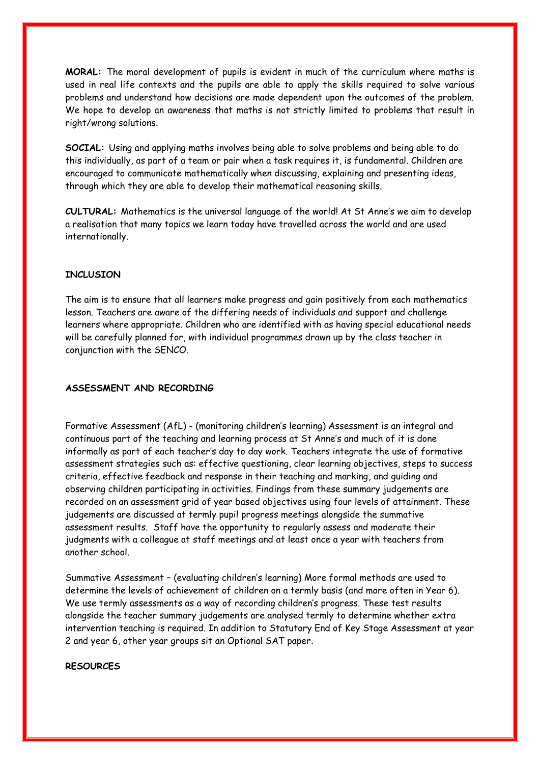**MORAL:** The moral development of pupils is evident in much of the curriculum where maths is used in real life contexts and the pupils are able to apply the skills required to solve various problems and understand how decisions are made dependent upon the outcomes of the problem. We hope to develop an awareness that maths is not strictly limited to problems that result in right/wrong solutions.

**SOCIAL:** Using and applying maths involves being able to solve problems and being able to do this individually, as part of a team or pair when a task requires it, is fundamental. Children are encouraged to communicate mathematically when discussing, explaining and presenting ideas, through which they are able to develop their mathematical reasoning skills.

**CULTURAL:** Mathematics is the universal language of the world! At St Anne's we aim to develop a realisation that many topics we learn today have travelled across the world and are used internationally.

## INCLUSION

The aim is to ensure that all learners make progress and gain positively from each mathematics lesson. Teachers are aware of the differing needs of individuals and support and challenge learners where appropriate. Children who are identified with as having special educational needs will be carefully planned for, with individual programmes drawn up by the class teacher in conjunction with the SENCO.

## ASSESSMENT AND RECORDING

Formative Assessment (AfL) - (monitoring children's learning) Assessment is an integral and continuous part of the teaching and learning process at St Anne's and much of it is done informally as part of each teacher's day to day work. Teachers integrate the use of formative assessment strategies such as: effective questioning, clear learning objectives, steps to success criteria, effective feedback and response in their teaching and marking, and guiding and observing children participating in activities. Findings from these summary judgements are recorded on an assessment grid of year based objectives using four levels of attainment. These judgements are discussed at termly pupil progress meetings alongside the summative assessment results. Staff have the opportunity to regularly assess and moderate their judgments with a colleague at staff meetings and at least once a year with teachers from another school.

Summative Assessment – (evaluating children's learning) More formal methods are used to determine the levels of achievement of children on a termly basis (and more often in Year 6). We use termly assessments as a way of recording children's progress. These test results alongside the teacher summary judgements are analysed termly to determine whether extra intervention teaching is required. In addition to Statutory End of Key Stage Assessment at year 2 and year 6, other year groups sit an Optional SAT paper.

## RESOURCES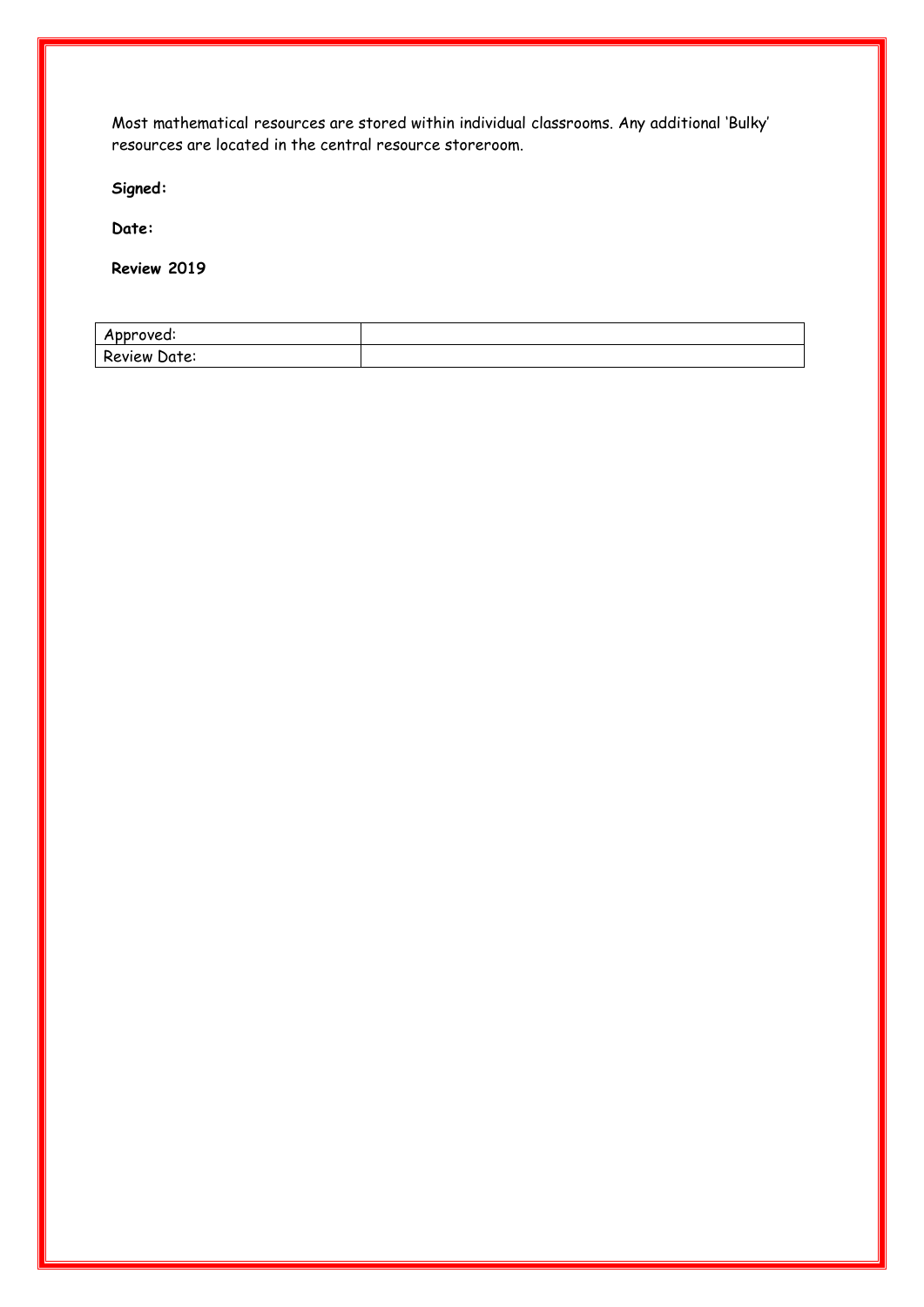Most mathematical resources are stored within individual classrooms. Any additional 'Bulky' resources are located in the central resource storeroom.

**Signed:**

**Date:**

**Review 2019**

| | |
|---|---|
| Approved: | |
| Review Date: | |